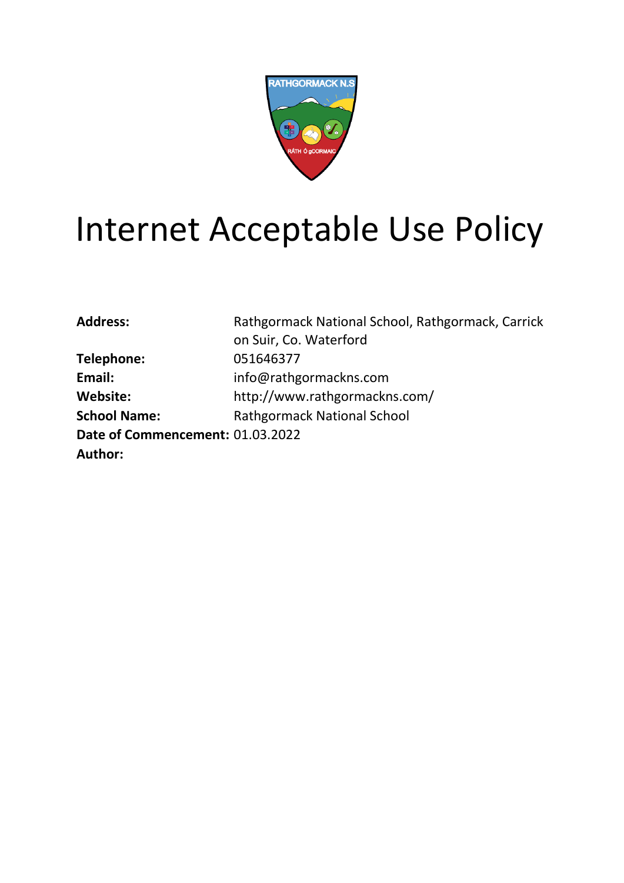# Internet Acceptable Use Policy

**Address:** Rathgormack National School, Rathgormack, Carrick on Suir, Co. Waterford
**Telephone:** 051646377
**Email:** info@rathgormackns.com
**Website:** http://www.rathgormackns.com/
**School Name:** Rathgormack National School
**Date of Commencement:** 01.03.2022
**Author:**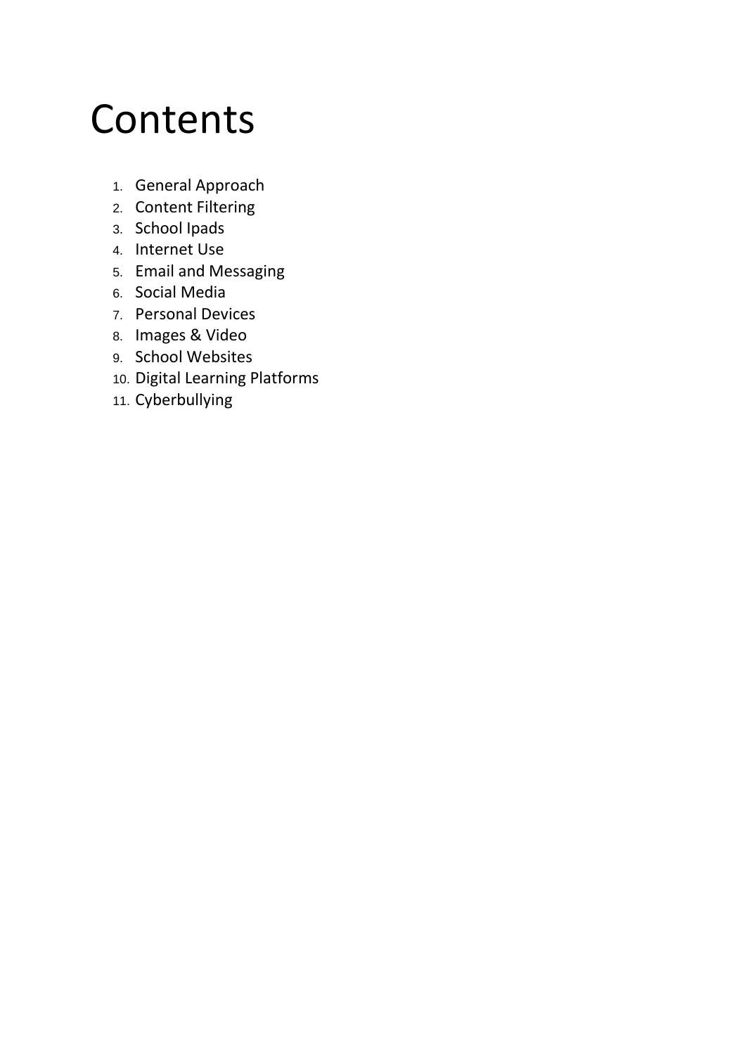# Contents

1. General Approach
2. Content Filtering
3. School Ipads
4. Internet Use
5. Email and Messaging
6. Social Media
7. Personal Devices
8. Images & Video
9. School Websites
10. Digital Learning Platforms
11. Cyberbullying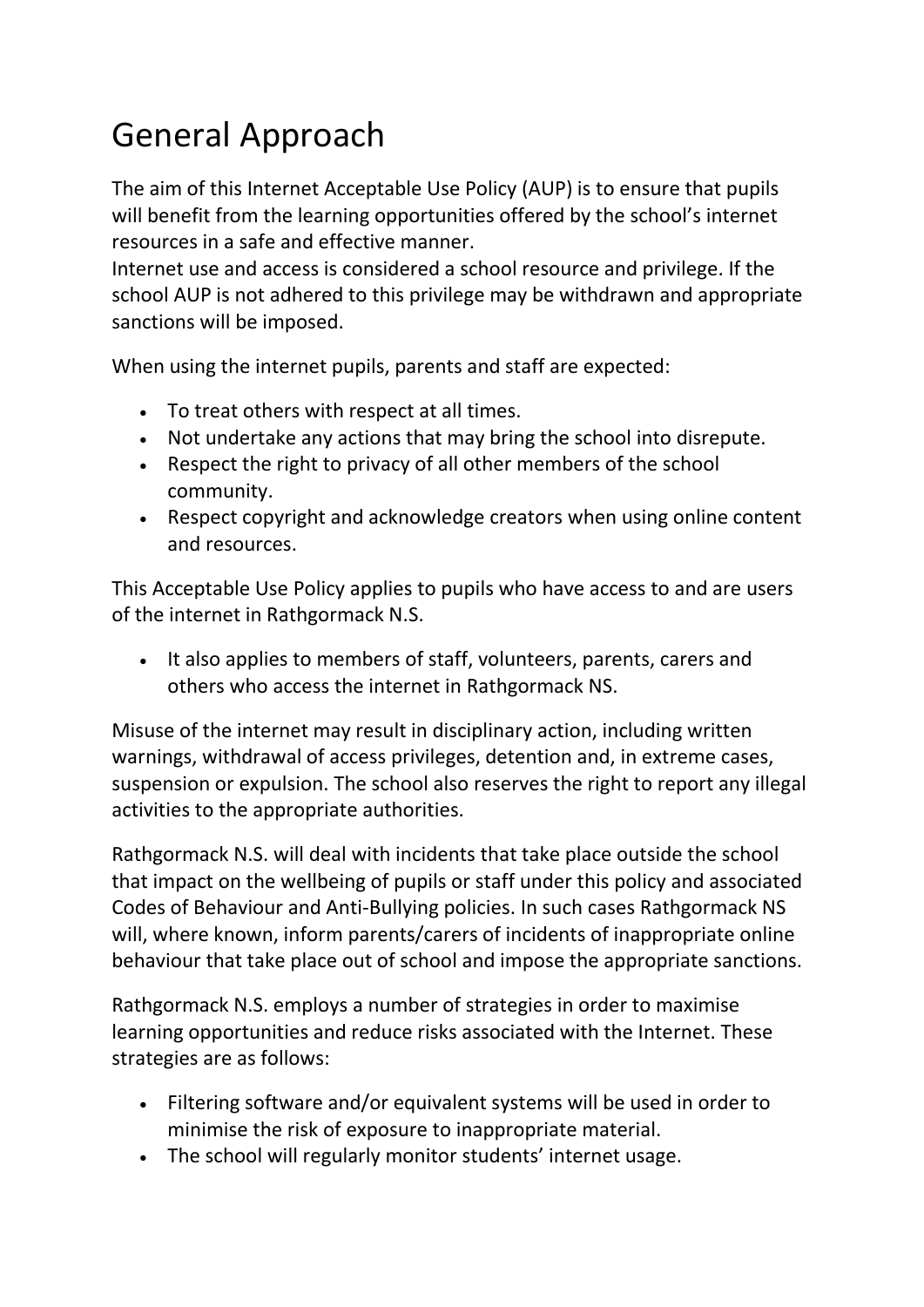# General Approach

The aim of this Internet Acceptable Use Policy (AUP) is to ensure that pupils will benefit from the learning opportunities offered by the school's internet resources in a safe and effective manner.
Internet use and access is considered a school resource and privilege. If the school AUP is not adhered to this privilege may be withdrawn and appropriate sanctions will be imposed.

When using the internet pupils, parents and staff are expected:

- To treat others with respect at all times.
- Not undertake any actions that may bring the school into disrepute.
- Respect the right to privacy of all other members of the school community.
- Respect copyright and acknowledge creators when using online content and resources.

This Acceptable Use Policy applies to pupils who have access to and are users of the internet in Rathgormack N.S.

- It also applies to members of staff, volunteers, parents, carers and others who access the internet in Rathgormack NS.

Misuse of the internet may result in disciplinary action, including written warnings, withdrawal of access privileges, detention and, in extreme cases, suspension or expulsion. The school also reserves the right to report any illegal activities to the appropriate authorities.

Rathgormack N.S. will deal with incidents that take place outside the school that impact on the wellbeing of pupils or staff under this policy and associated Codes of Behaviour and Anti-Bullying policies. In such cases Rathgormack NS will, where known, inform parents/carers of incidents of inappropriate online behaviour that take place out of school and impose the appropriate sanctions.

Rathgormack N.S. employs a number of strategies in order to maximise learning opportunities and reduce risks associated with the Internet. These strategies are as follows:

- Filtering software and/or equivalent systems will be used in order to minimise the risk of exposure to inappropriate material.
- The school will regularly monitor students' internet usage.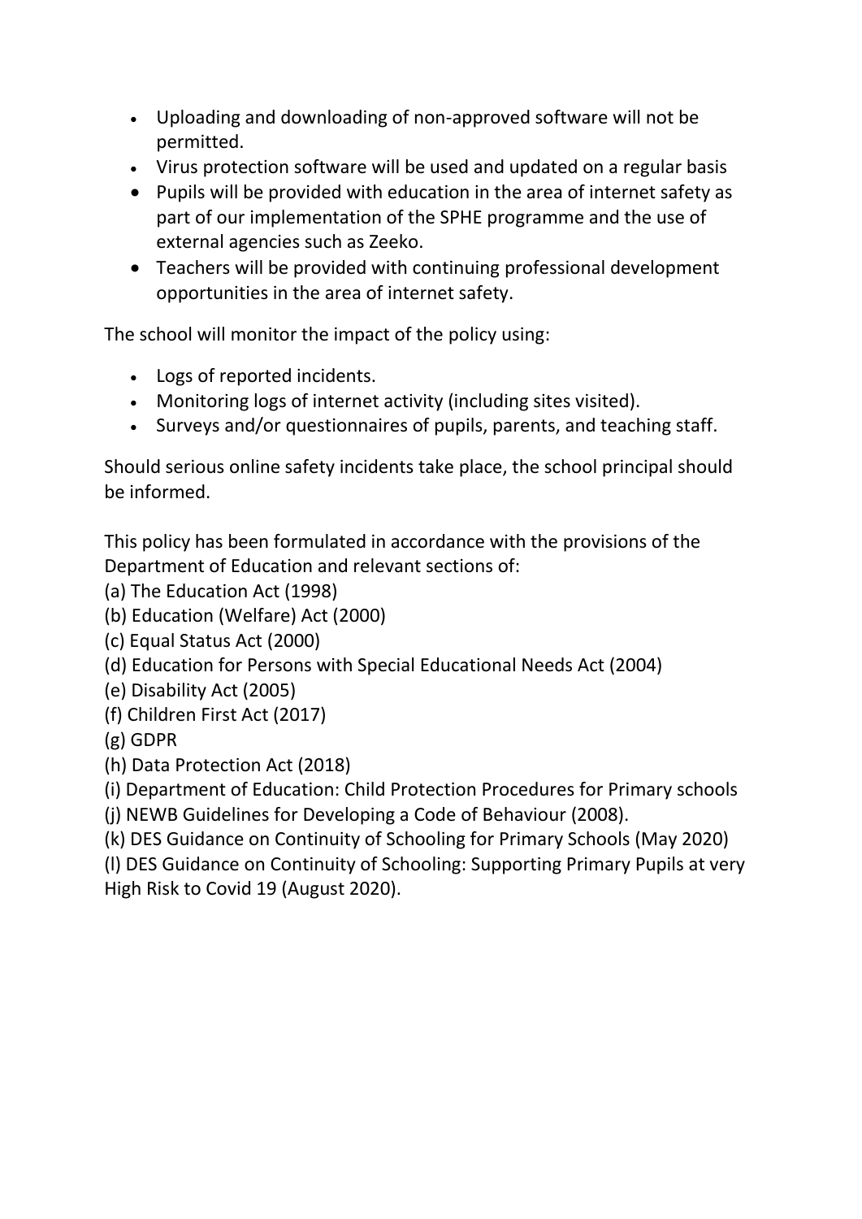- Uploading and downloading of non-approved software will not be permitted.
- Virus protection software will be used and updated on a regular basis
- Pupils will be provided with education in the area of internet safety as part of our implementation of the SPHE programme and the use of external agencies such as Zeeko.
- Teachers will be provided with continuing professional development opportunities in the area of internet safety.

The school will monitor the impact of the policy using:

- Logs of reported incidents.
- Monitoring logs of internet activity (including sites visited).
- Surveys and/or questionnaires of pupils, parents, and teaching staff.

Should serious online safety incidents take place, the school principal should be informed.

This policy has been formulated in accordance with the provisions of the Department of Education and relevant sections of:

(a) The Education Act (1998)
(b) Education (Welfare) Act (2000)
(c) Equal Status Act (2000)
(d) Education for Persons with Special Educational Needs Act (2004)
(e) Disability Act (2005)
(f) Children First Act (2017)
(g) GDPR
(h) Data Protection Act (2018)
(i) Department of Education: Child Protection Procedures for Primary schools
(j) NEWB Guidelines for Developing a Code of Behaviour (2008).
(k) DES Guidance on Continuity of Schooling for Primary Schools (May 2020)
(l) DES Guidance on Continuity of Schooling: Supporting Primary Pupils at very High Risk to Covid 19 (August 2020).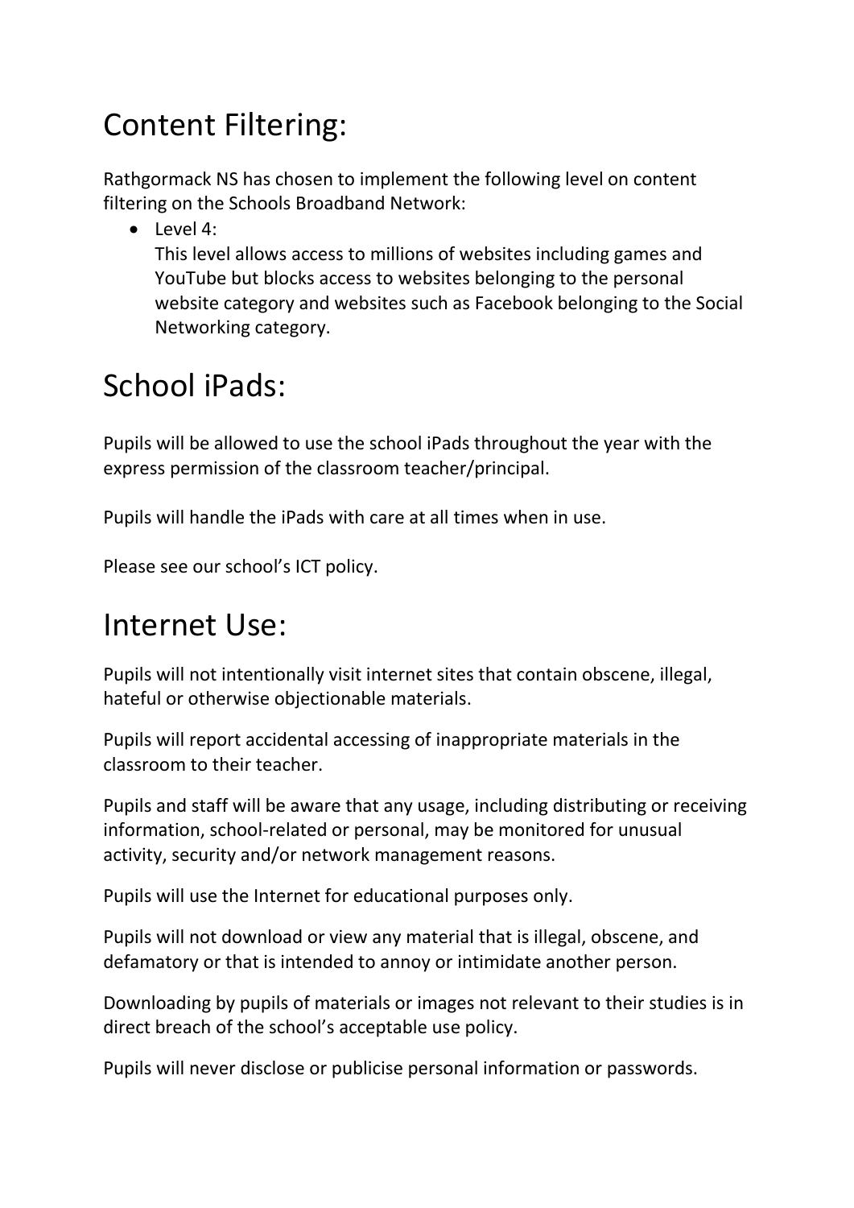# Content Filtering:

Rathgormack NS has chosen to implement the following level on content filtering on the Schools Broadband Network:

- Level 4:
  This level allows access to millions of websites including games and YouTube but blocks access to websites belonging to the personal website category and websites such as Facebook belonging to the Social Networking category.

# School iPads:

Pupils will be allowed to use the school iPads throughout the year with the express permission of the classroom teacher/principal.

Pupils will handle the iPads with care at all times when in use.

Please see our school's ICT policy.

# Internet Use:

Pupils will not intentionally visit internet sites that contain obscene, illegal, hateful or otherwise objectionable materials.

Pupils will report accidental accessing of inappropriate materials in the classroom to their teacher.

Pupils and staff will be aware that any usage, including distributing or receiving information, school-related or personal, may be monitored for unusual activity, security and/or network management reasons.

Pupils will use the Internet for educational purposes only.

Pupils will not download or view any material that is illegal, obscene, and defamatory or that is intended to annoy or intimidate another person.

Downloading by pupils of materials or images not relevant to their studies is in direct breach of the school's acceptable use policy.

Pupils will never disclose or publicise personal information or passwords.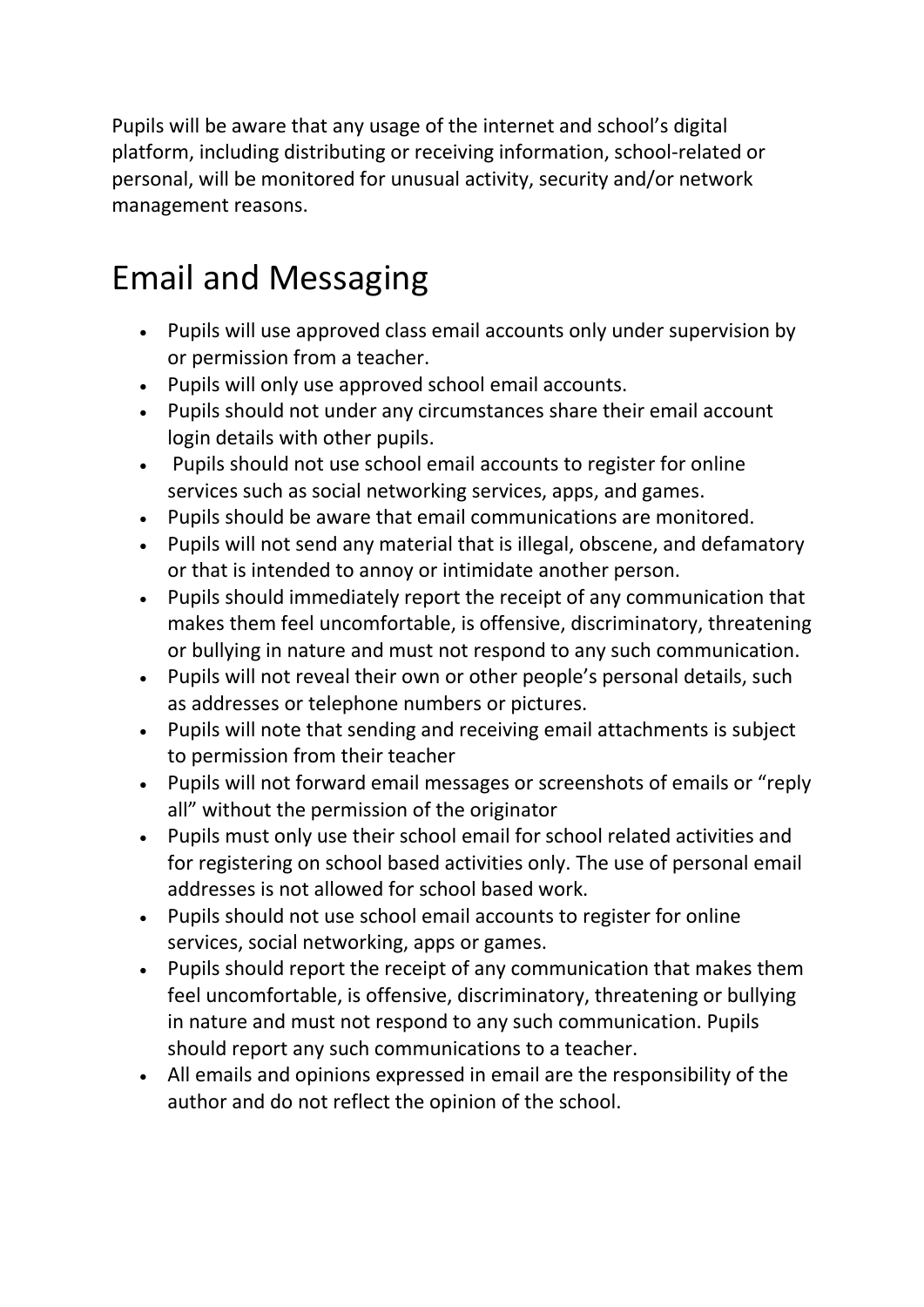Pupils will be aware that any usage of the internet and school's digital platform, including distributing or receiving information, school-related or personal, will be monitored for unusual activity, security and/or network management reasons.

## Email and Messaging

- Pupils will use approved class email accounts only under supervision by or permission from a teacher.
- Pupils will only use approved school email accounts.
- Pupils should not under any circumstances share their email account login details with other pupils.
- Pupils should not use school email accounts to register for online services such as social networking services, apps, and games.
- Pupils should be aware that email communications are monitored.
- Pupils will not send any material that is illegal, obscene, and defamatory or that is intended to annoy or intimidate another person.
- Pupils should immediately report the receipt of any communication that makes them feel uncomfortable, is offensive, discriminatory, threatening or bullying in nature and must not respond to any such communication.
- Pupils will not reveal their own or other people's personal details, such as addresses or telephone numbers or pictures.
- Pupils will note that sending and receiving email attachments is subject to permission from their teacher
- Pupils will not forward email messages or screenshots of emails or "reply all" without the permission of the originator
- Pupils must only use their school email for school related activities and for registering on school based activities only. The use of personal email addresses is not allowed for school based work.
- Pupils should not use school email accounts to register for online services, social networking, apps or games.
- Pupils should report the receipt of any communication that makes them feel uncomfortable, is offensive, discriminatory, threatening or bullying in nature and must not respond to any such communication. Pupils should report any such communications to a teacher.
- All emails and opinions expressed in email are the responsibility of the author and do not reflect the opinion of the school.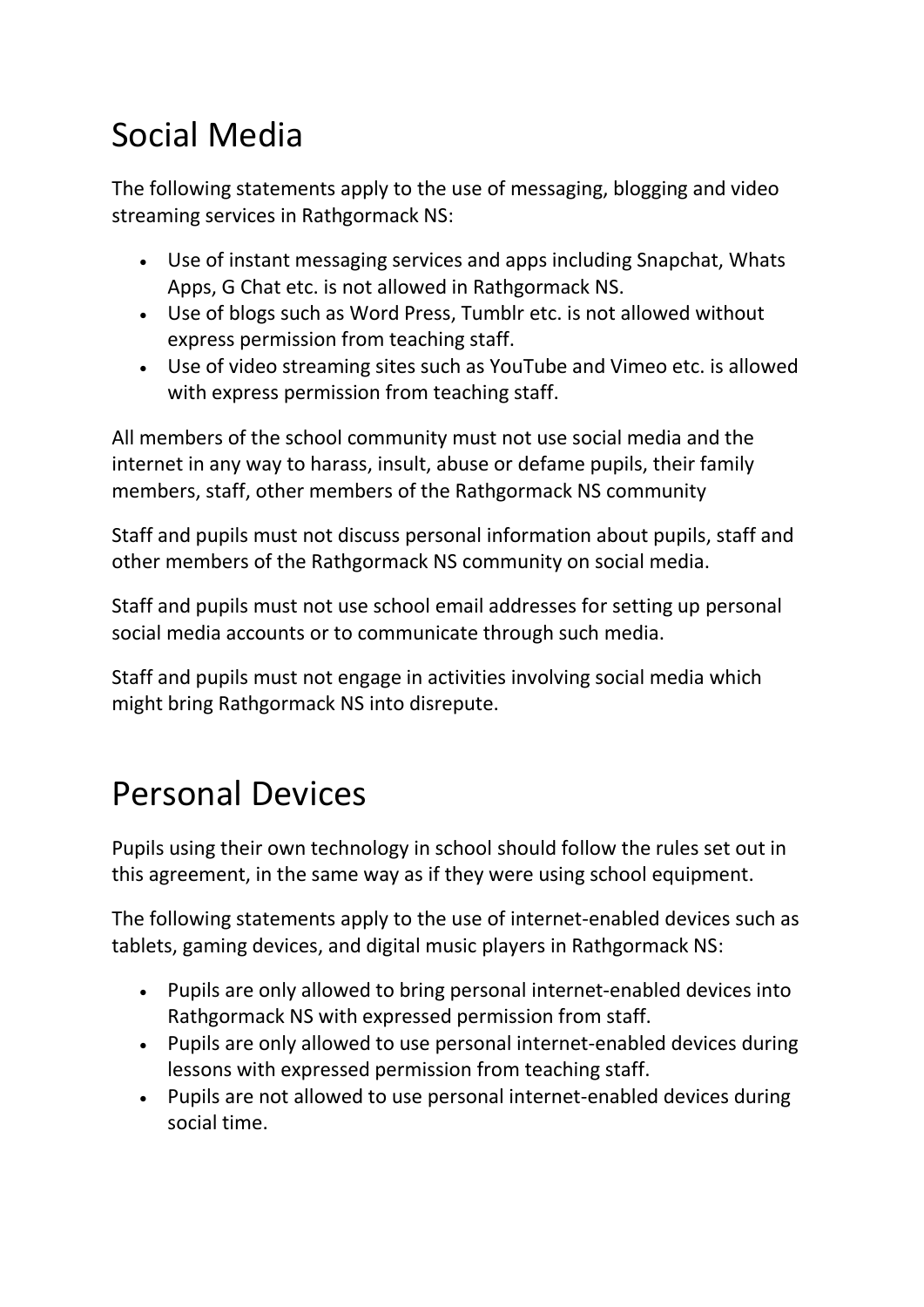# Social Media

The following statements apply to the use of messaging, blogging and video streaming services in Rathgormack NS:

- Use of instant messaging services and apps including Snapchat, Whats Apps, G Chat etc. is not allowed in Rathgormack NS.
- Use of blogs such as Word Press, Tumblr etc. is not allowed without express permission from teaching staff.
- Use of video streaming sites such as YouTube and Vimeo etc. is allowed with express permission from teaching staff.

All members of the school community must not use social media and the internet in any way to harass, insult, abuse or defame pupils, their family members, staff, other members of the Rathgormack NS community

Staff and pupils must not discuss personal information about pupils, staff and other members of the Rathgormack NS community on social media.

Staff and pupils must not use school email addresses for setting up personal social media accounts or to communicate through such media.

Staff and pupils must not engage in activities involving social media which might bring Rathgormack NS into disrepute.

# Personal Devices

Pupils using their own technology in school should follow the rules set out in this agreement, in the same way as if they were using school equipment.

The following statements apply to the use of internet-enabled devices such as tablets, gaming devices, and digital music players in Rathgormack NS:

- Pupils are only allowed to bring personal internet-enabled devices into Rathgormack NS with expressed permission from staff.
- Pupils are only allowed to use personal internet-enabled devices during lessons with expressed permission from teaching staff.
- Pupils are not allowed to use personal internet-enabled devices during social time.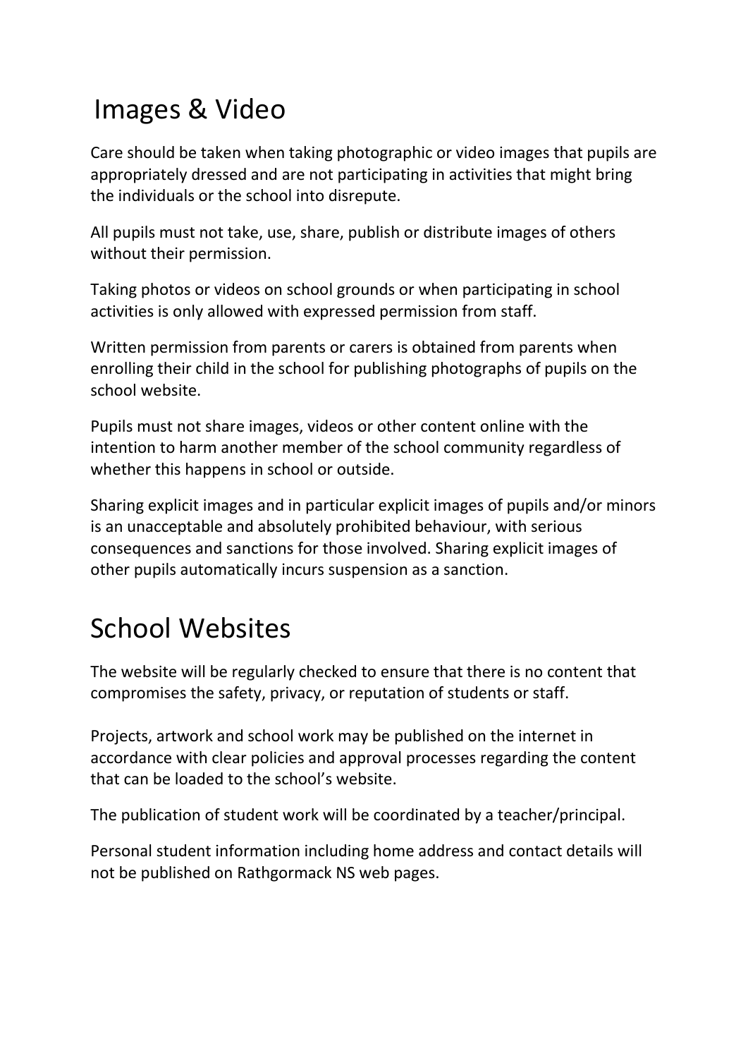## Images & Video

Care should be taken when taking photographic or video images that pupils are appropriately dressed and are not participating in activities that might bring the individuals or the school into disrepute.

All pupils must not take, use, share, publish or distribute images of others without their permission.

Taking photos or videos on school grounds or when participating in school activities is only allowed with expressed permission from staff.

Written permission from parents or carers is obtained from parents when enrolling their child in the school for publishing photographs of pupils on the school website.

Pupils must not share images, videos or other content online with the intention to harm another member of the school community regardless of whether this happens in school or outside.

Sharing explicit images and in particular explicit images of pupils and/or minors is an unacceptable and absolutely prohibited behaviour, with serious consequences and sanctions for those involved. Sharing explicit images of other pupils automatically incurs suspension as a sanction.

## School Websites

The website will be regularly checked to ensure that there is no content that compromises the safety, privacy, or reputation of students or staff.

Projects, artwork and school work may be published on the internet in accordance with clear policies and approval processes regarding the content that can be loaded to the school's website.

The publication of student work will be coordinated by a teacher/principal.

Personal student information including home address and contact details will not be published on Rathgormack NS web pages.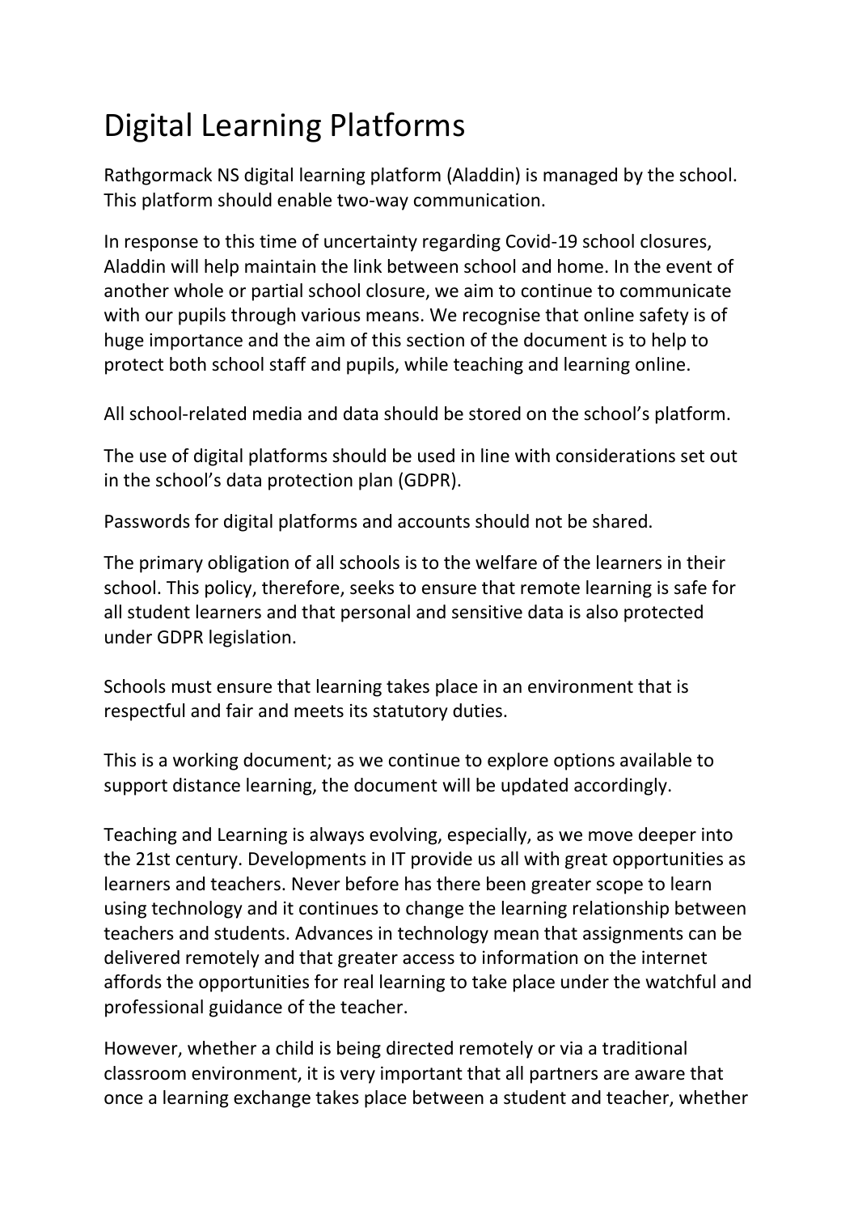# Digital Learning Platforms

Rathgormack NS digital learning platform (Aladdin) is managed by the school. This platform should enable two-way communication.

In response to this time of uncertainty regarding Covid-19 school closures, Aladdin will help maintain the link between school and home. In the event of another whole or partial school closure, we aim to continue to communicate with our pupils through various means. We recognise that online safety is of huge importance and the aim of this section of the document is to help to protect both school staff and pupils, while teaching and learning online.

All school-related media and data should be stored on the school's platform.

The use of digital platforms should be used in line with considerations set out in the school's data protection plan (GDPR).

Passwords for digital platforms and accounts should not be shared.

The primary obligation of all schools is to the welfare of the learners in their school. This policy, therefore, seeks to ensure that remote learning is safe for all student learners and that personal and sensitive data is also protected under GDPR legislation.

Schools must ensure that learning takes place in an environment that is respectful and fair and meets its statutory duties.

This is a working document; as we continue to explore options available to support distance learning, the document will be updated accordingly.

Teaching and Learning is always evolving, especially, as we move deeper into the 21st century. Developments in IT provide us all with great opportunities as learners and teachers. Never before has there been greater scope to learn using technology and it continues to change the learning relationship between teachers and students. Advances in technology mean that assignments can be delivered remotely and that greater access to information on the internet affords the opportunities for real learning to take place under the watchful and professional guidance of the teacher.

However, whether a child is being directed remotely or via a traditional classroom environment, it is very important that all partners are aware that once a learning exchange takes place between a student and teacher, whether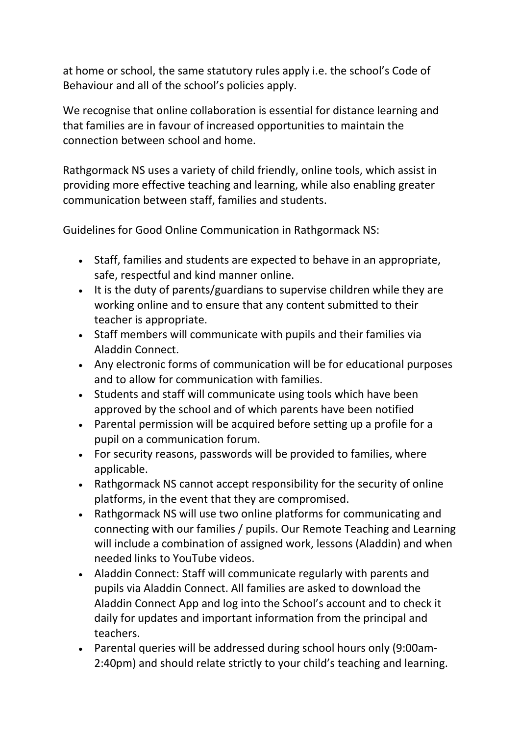at home or school, the same statutory rules apply i.e. the school's Code of Behaviour and all of the school's policies apply.

We recognise that online collaboration is essential for distance learning and that families are in favour of increased opportunities to maintain the connection between school and home.

Rathgormack NS uses a variety of child friendly, online tools, which assist in providing more effective teaching and learning, while also enabling greater communication between staff, families and students.

Guidelines for Good Online Communication in Rathgormack NS:

- Staff, families and students are expected to behave in an appropriate, safe, respectful and kind manner online.
- It is the duty of parents/guardians to supervise children while they are working online and to ensure that any content submitted to their teacher is appropriate.
- Staff members will communicate with pupils and their families via Aladdin Connect.
- Any electronic forms of communication will be for educational purposes and to allow for communication with families.
- Students and staff will communicate using tools which have been approved by the school and of which parents have been notified
- Parental permission will be acquired before setting up a profile for a pupil on a communication forum.
- For security reasons, passwords will be provided to families, where applicable.
- Rathgormack NS cannot accept responsibility for the security of online platforms, in the event that they are compromised.
- Rathgormack NS will use two online platforms for communicating and connecting with our families / pupils. Our Remote Teaching and Learning will include a combination of assigned work, lessons (Aladdin) and when needed links to YouTube videos.
- Aladdin Connect: Staff will communicate regularly with parents and pupils via Aladdin Connect. All families are asked to download the Aladdin Connect App and log into the School's account and to check it daily for updates and important information from the principal and teachers.
- Parental queries will be addressed during school hours only (9:00am-2:40pm) and should relate strictly to your child's teaching and learning.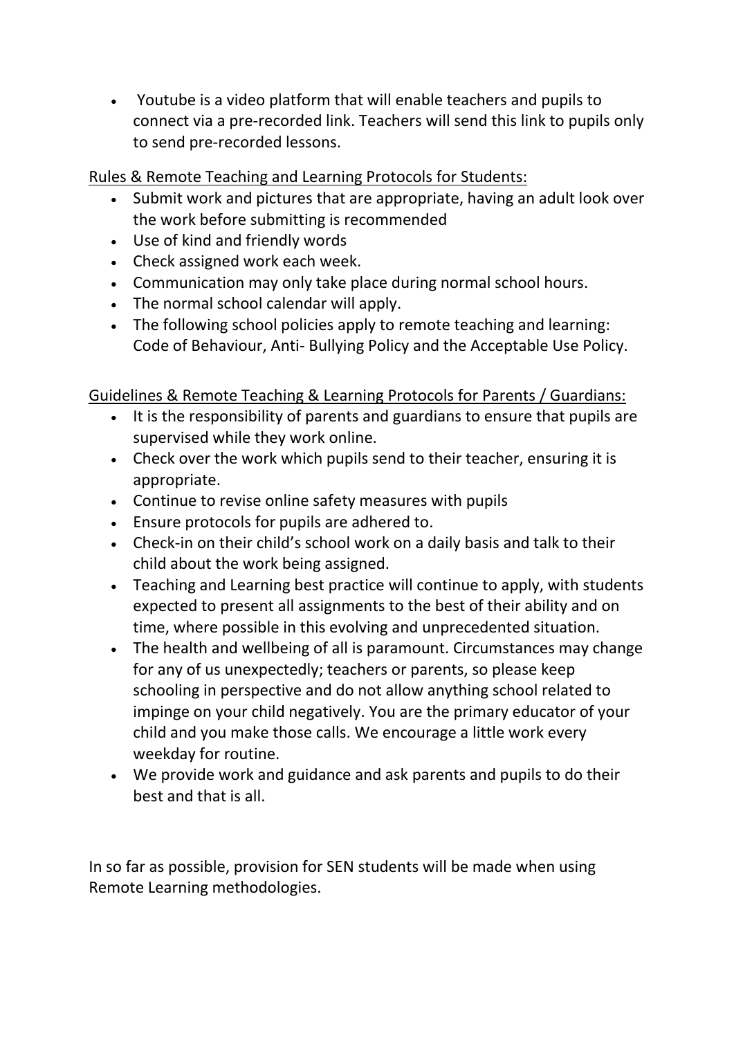- Youtube is a video platform that will enable teachers and pupils to connect via a pre-recorded link. Teachers will send this link to pupils only to send pre-recorded lessons.

Rules & Remote Teaching and Learning Protocols for Students:

- Submit work and pictures that are appropriate, having an adult look over the work before submitting is recommended
- Use of kind and friendly words
- Check assigned work each week.
- Communication may only take place during normal school hours.
- The normal school calendar will apply.
- The following school policies apply to remote teaching and learning: Code of Behaviour, Anti- Bullying Policy and the Acceptable Use Policy.

Guidelines & Remote Teaching & Learning Protocols for Parents / Guardians:

- It is the responsibility of parents and guardians to ensure that pupils are supervised while they work online.
- Check over the work which pupils send to their teacher, ensuring it is appropriate.
- Continue to revise online safety measures with pupils
- Ensure protocols for pupils are adhered to.
- Check-in on their child's school work on a daily basis and talk to their child about the work being assigned.
- Teaching and Learning best practice will continue to apply, with students expected to present all assignments to the best of their ability and on time, where possible in this evolving and unprecedented situation.
- The health and wellbeing of all is paramount. Circumstances may change for any of us unexpectedly; teachers or parents, so please keep schooling in perspective and do not allow anything school related to impinge on your child negatively. You are the primary educator of your child and you make those calls. We encourage a little work every weekday for routine.
- We provide work and guidance and ask parents and pupils to do their best and that is all.

In so far as possible, provision for SEN students will be made when using Remote Learning methodologies.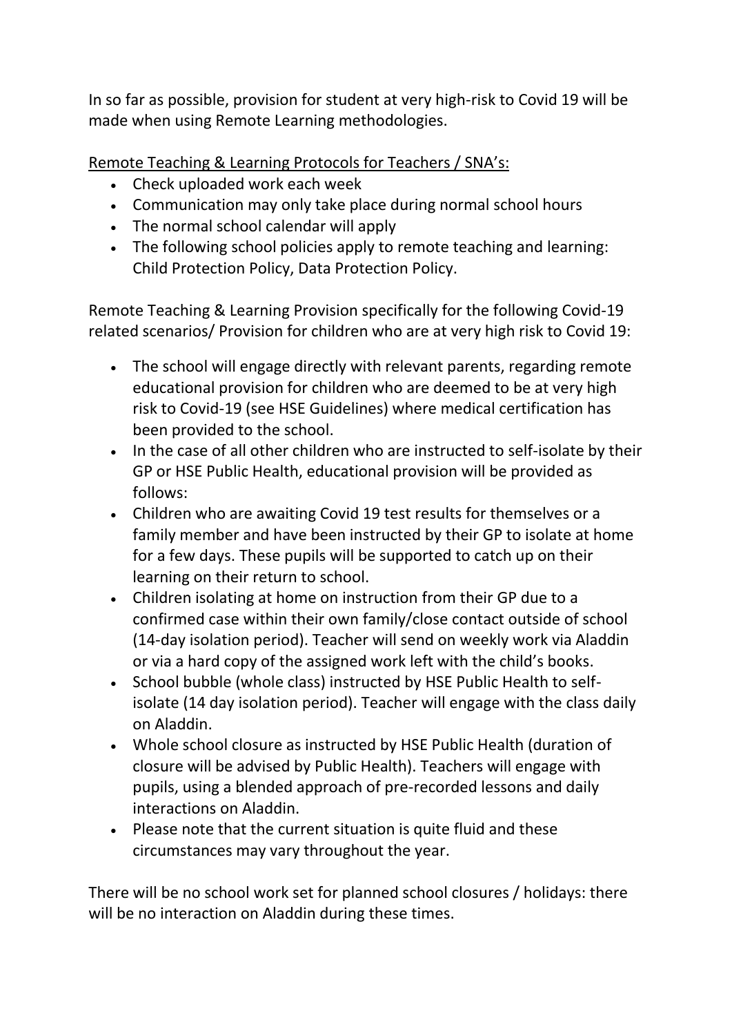In so far as possible, provision for student at very high-risk to Covid 19 will be made when using Remote Learning methodologies.

<u>Remote Teaching & Learning Protocols for Teachers / SNA's:</u>

- Check uploaded work each week
- Communication may only take place during normal school hours
- The normal school calendar will apply
- The following school policies apply to remote teaching and learning: Child Protection Policy, Data Protection Policy.

Remote Teaching & Learning Provision specifically for the following Covid-19 related scenarios/ Provision for children who are at very high risk to Covid 19:

- The school will engage directly with relevant parents, regarding remote educational provision for children who are deemed to be at very high risk to Covid-19 (see HSE Guidelines) where medical certification has been provided to the school.
- In the case of all other children who are instructed to self-isolate by their GP or HSE Public Health, educational provision will be provided as follows:
- Children who are awaiting Covid 19 test results for themselves or a family member and have been instructed by their GP to isolate at home for a few days. These pupils will be supported to catch up on their learning on their return to school.
- Children isolating at home on instruction from their GP due to a confirmed case within their own family/close contact outside of school (14-day isolation period). Teacher will send on weekly work via Aladdin or via a hard copy of the assigned work left with the child's books.
- School bubble (whole class) instructed by HSE Public Health to self-isolate (14 day isolation period). Teacher will engage with the class daily on Aladdin.
- Whole school closure as instructed by HSE Public Health (duration of closure will be advised by Public Health). Teachers will engage with pupils, using a blended approach of pre-recorded lessons and daily interactions on Aladdin.
- Please note that the current situation is quite fluid and these circumstances may vary throughout the year.

There will be no school work set for planned school closures / holidays: there will be no interaction on Aladdin during these times.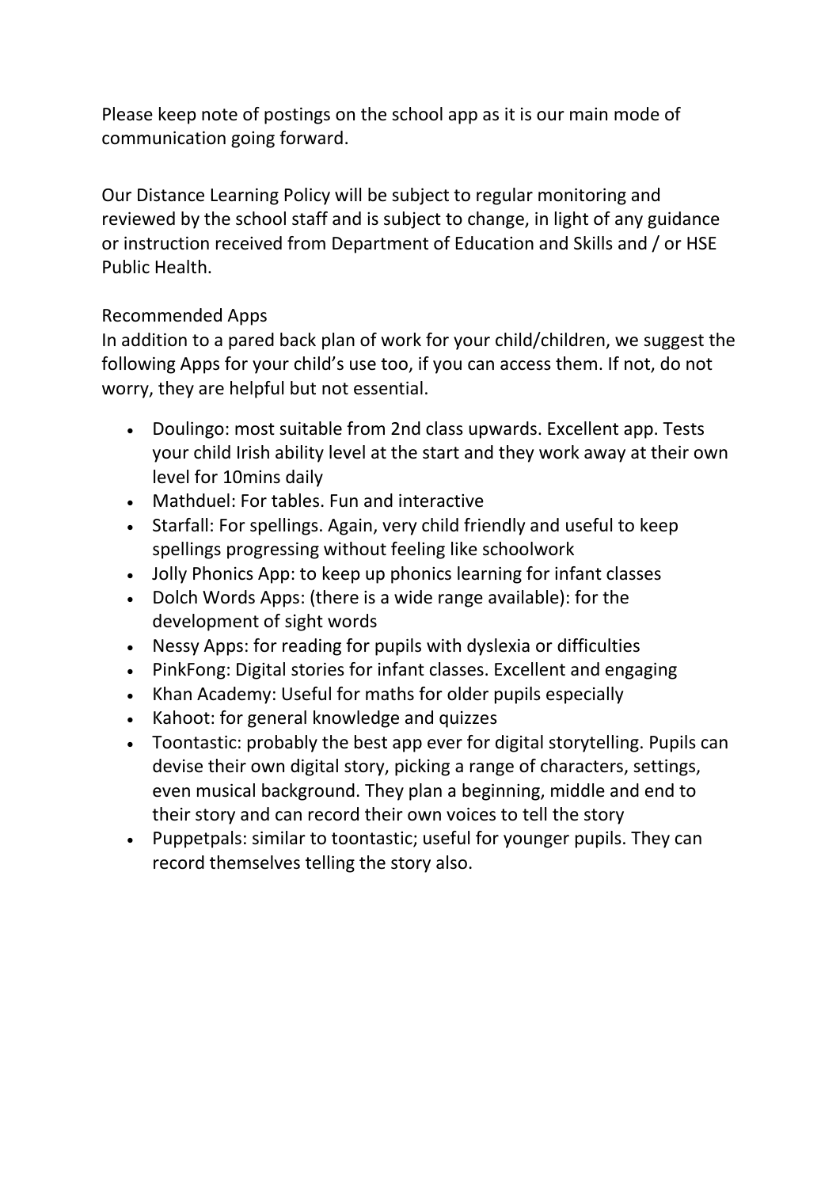Please keep note of postings on the school app as it is our main mode of communication going forward.

Our Distance Learning Policy will be subject to regular monitoring and reviewed by the school staff and is subject to change, in light of any guidance or instruction received from Department of Education and Skills and / or HSE Public Health.

Recommended Apps

In addition to a pared back plan of work for your child/children, we suggest the following Apps for your child's use too, if you can access them. If not, do not worry, they are helpful but not essential.

- Doulingo: most suitable from 2nd class upwards. Excellent app. Tests your child Irish ability level at the start and they work away at their own level for 10mins daily
- Mathduel: For tables. Fun and interactive
- Starfall: For spellings. Again, very child friendly and useful to keep spellings progressing without feeling like schoolwork
- Jolly Phonics App: to keep up phonics learning for infant classes
- Dolch Words Apps: (there is a wide range available): for the development of sight words
- Nessy Apps: for reading for pupils with dyslexia or difficulties
- PinkFong: Digital stories for infant classes. Excellent and engaging
- Khan Academy: Useful for maths for older pupils especially
- Kahoot: for general knowledge and quizzes
- Toontastic: probably the best app ever for digital storytelling. Pupils can devise their own digital story, picking a range of characters, settings, even musical background. They plan a beginning, middle and end to their story and can record their own voices to tell the story
- Puppetpals: similar to toontastic; useful for younger pupils. They can record themselves telling the story also.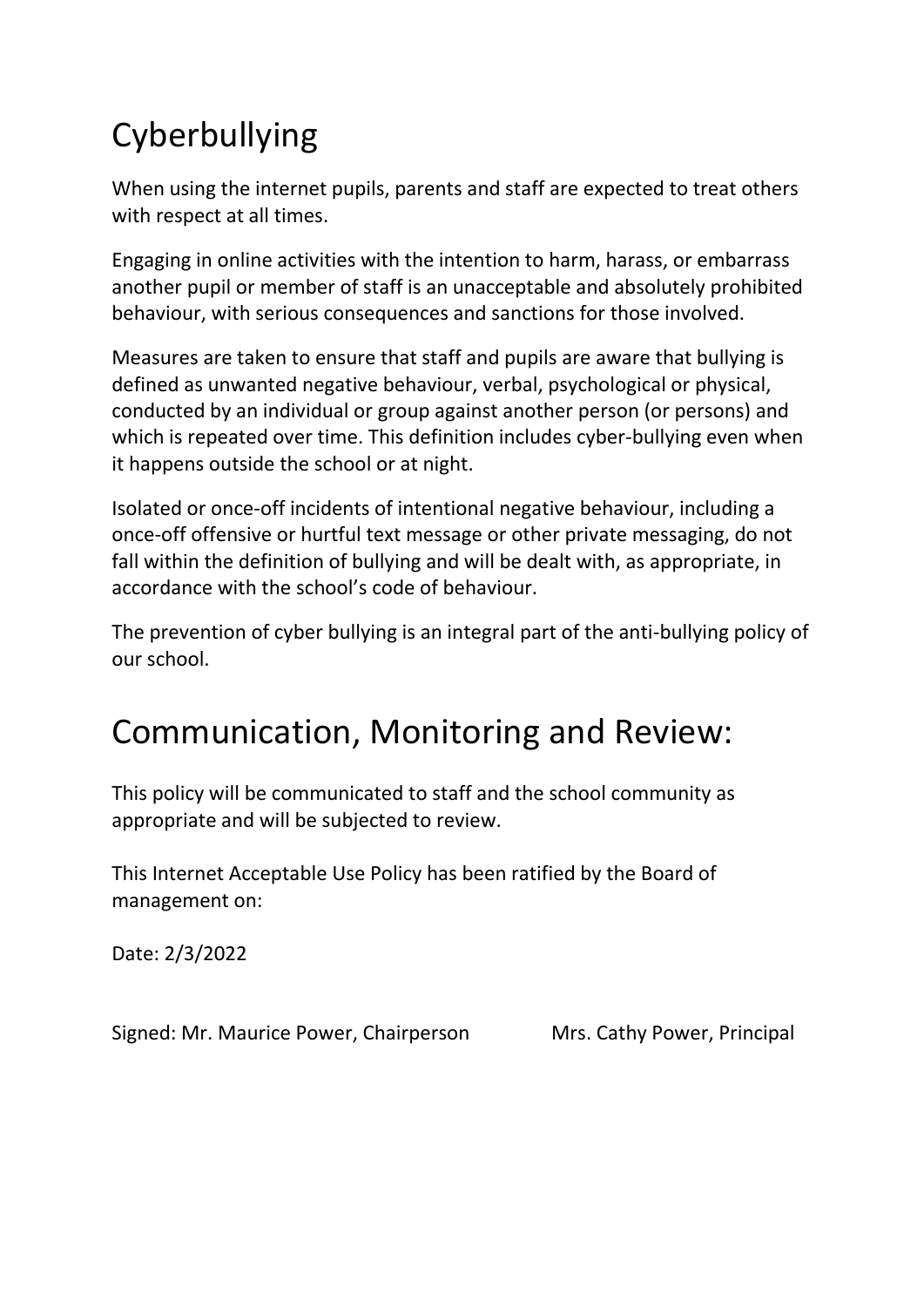# Cyberbullying

When using the internet pupils, parents and staff are expected to treat others with respect at all times.

Engaging in online activities with the intention to harm, harass, or embarrass another pupil or member of staff is an unacceptable and absolutely prohibited behaviour, with serious consequences and sanctions for those involved.

Measures are taken to ensure that staff and pupils are aware that bullying is defined as unwanted negative behaviour, verbal, psychological or physical, conducted by an individual or group against another person (or persons) and which is repeated over time. This definition includes cyber-bullying even when it happens outside the school or at night.

Isolated or once-off incidents of intentional negative behaviour, including a once-off offensive or hurtful text message or other private messaging, do not fall within the definition of bullying and will be dealt with, as appropriate, in accordance with the school's code of behaviour.

The prevention of cyber bullying is an integral part of the anti-bullying policy of our school.

# Communication, Monitoring and Review:

This policy will be communicated to staff and the school community as appropriate and will be subjected to review.

This Internet Acceptable Use Policy has been ratified by the Board of management on:

Date: 2/3/2022

Signed: Mr. Maurice Power, Chairperson Mrs. Cathy Power, Principal